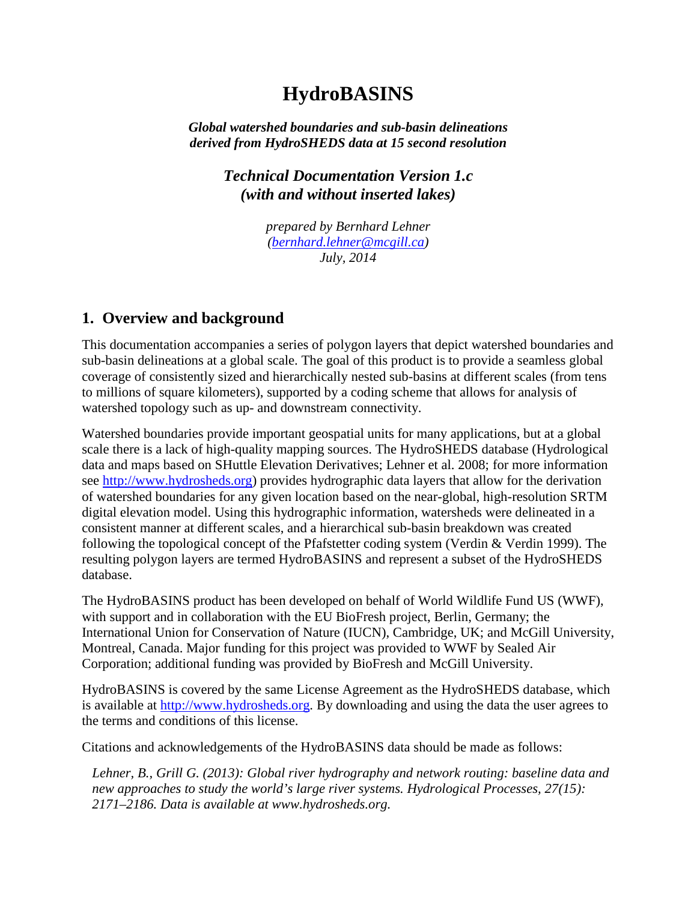# HydroBASINS

***Global watershed boundaries and sub-basin delineations derived from HydroSHEDS data at 15 second resolution***

***Technical Documentation Version 1.c (with and without inserted lakes)***

*prepared by Bernhard Lehner ([bernhard.lehner@mcgill.ca](mailto:bernhard.lehner@mcgill.ca)) July, 2014*

## 1. Overview and background

This documentation accompanies a series of polygon layers that depict watershed boundaries and sub-basin delineations at a global scale. The goal of this product is to provide a seamless global coverage of consistently sized and hierarchically nested sub-basins at different scales (from tens to millions of square kilometers), supported by a coding scheme that allows for analysis of watershed topology such as up- and downstream connectivity.

Watershed boundaries provide important geospatial units for many applications, but at a global scale there is a lack of high-quality mapping sources. The HydroSHEDS database (Hydrological data and maps based on SHuttle Elevation Derivatives; Lehner et al. 2008; for more information see [http://www.hydrosheds.org](http://www.hydrosheds.org)) provides hydrographic data layers that allow for the derivation of watershed boundaries for any given location based on the near-global, high-resolution SRTM digital elevation model. Using this hydrographic information, watersheds were delineated in a consistent manner at different scales, and a hierarchical sub-basin breakdown was created following the topological concept of the Pfafstetter coding system (Verdin & Verdin 1999). The resulting polygon layers are termed HydroBASINS and represent a subset of the HydroSHEDS database.

The HydroBASINS product has been developed on behalf of World Wildlife Fund US (WWF), with support and in collaboration with the EU BioFresh project, Berlin, Germany; the International Union for Conservation of Nature (IUCN), Cambridge, UK; and McGill University, Montreal, Canada. Major funding for this project was provided to WWF by Sealed Air Corporation; additional funding was provided by BioFresh and McGill University.

HydroBASINS is covered by the same License Agreement as the HydroSHEDS database, which is available at [http://www.hydrosheds.org](http://www.hydrosheds.org). By downloading and using the data the user agrees to the terms and conditions of this license.

Citations and acknowledgements of the HydroBASINS data should be made as follows:

> *Lehner, B., Grill G. (2013): Global river hydrography and network routing: baseline data and new approaches to study the world's large river systems. Hydrological Processes, 27(15): 2171–2186. Data is available at www.hydrosheds.org.*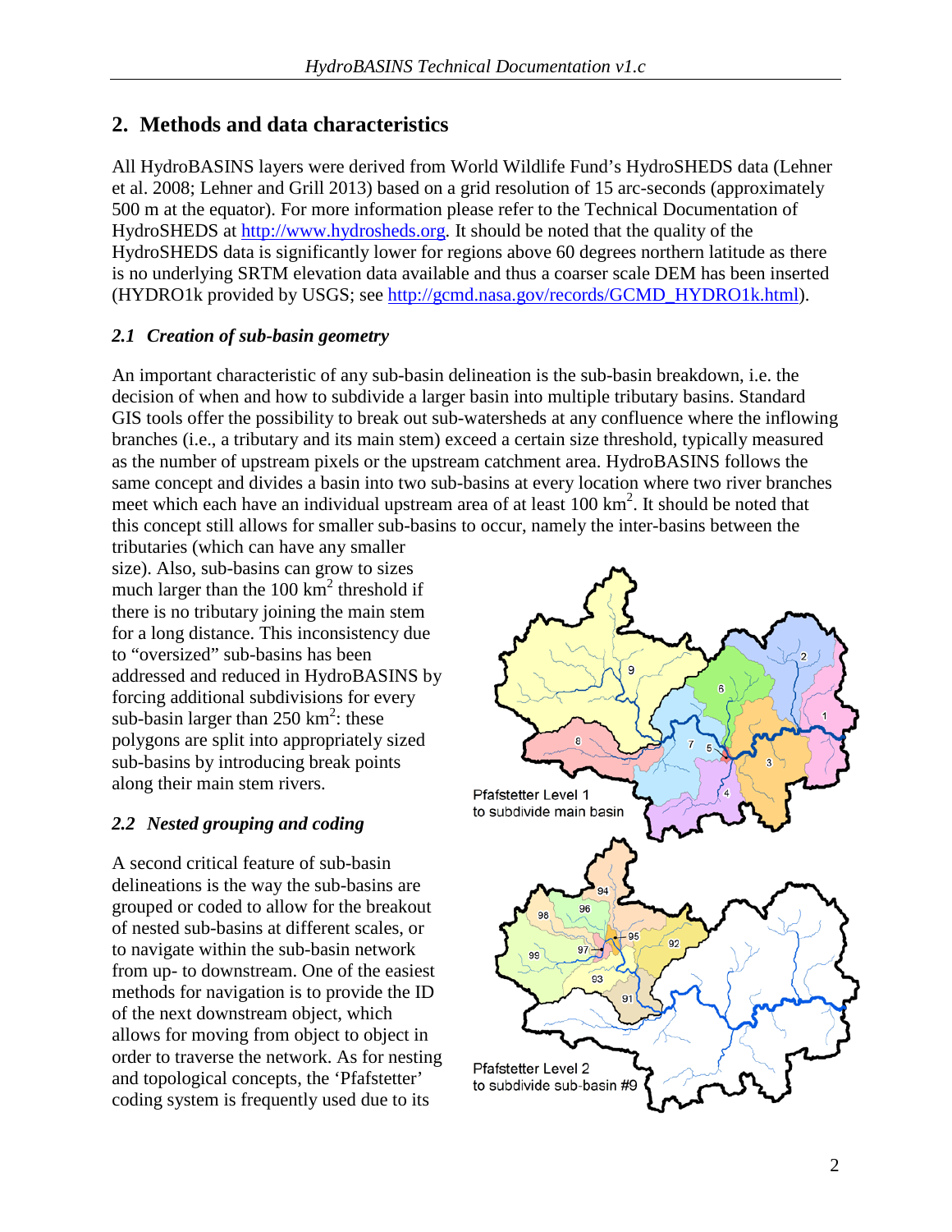## 2. Methods and data characteristics

All HydroBASINS layers were derived from World Wildlife Fund's HydroSHEDS data (Lehner et al. 2008; Lehner and Grill 2013) based on a grid resolution of 15 arc-seconds (approximately 500 m at the equator). For more information please refer to the Technical Documentation of HydroSHEDS at http://www.hydrosheds.org. It should be noted that the quality of the HydroSHEDS data is significantly lower for regions above 60 degrees northern latitude as there is no underlying SRTM elevation data available and thus a coarser scale DEM has been inserted (HYDRO1k provided by USGS; see http://gcmd.nasa.gov/records/GCMD_HYDRO1k.html).

### *2.1 Creation of sub-basin geometry*

An important characteristic of any sub-basin delineation is the sub-basin breakdown, i.e. the decision of when and how to subdivide a larger basin into multiple tributary basins. Standard GIS tools offer the possibility to break out sub-watersheds at any confluence where the inflowing branches (i.e., a tributary and its main stem) exceed a certain size threshold, typically measured as the number of upstream pixels or the upstream catchment area. HydroBASINS follows the same concept and divides a basin into two sub-basins at every location where two river branches meet which each have an individual upstream area of at least 100 km$^2$. It should be noted that this concept still allows for smaller sub-basins to occur, namely the inter-basins between the tributaries (which can have any smaller size). Also, sub-basins can grow to sizes much larger than the 100 km$^2$ threshold if there is no tributary joining the main stem for a long distance. This inconsistency due to "oversized" sub-basins has been addressed and reduced in HydroBASINS by forcing additional subdivisions for every sub-basin larger than 250 km$^2$: these polygons are split into appropriately sized sub-basins by introducing break points along their main stem rivers.

Pfafstetter Level 1 to subdivide main basin

Pfafstetter Level 2 to subdivide sub-basin #9

### *2.2 Nested grouping and coding*

A second critical feature of sub-basin delineations is the way the sub-basins are grouped or coded to allow for the breakout of nested sub-basins at different scales, or to navigate within the sub-basin network from up- to downstream. One of the easiest methods for navigation is to provide the ID of the next downstream object, which allows for moving from object to object in order to traverse the network. As for nesting and topological concepts, the 'Pfafstetter' coding system is frequently used due to its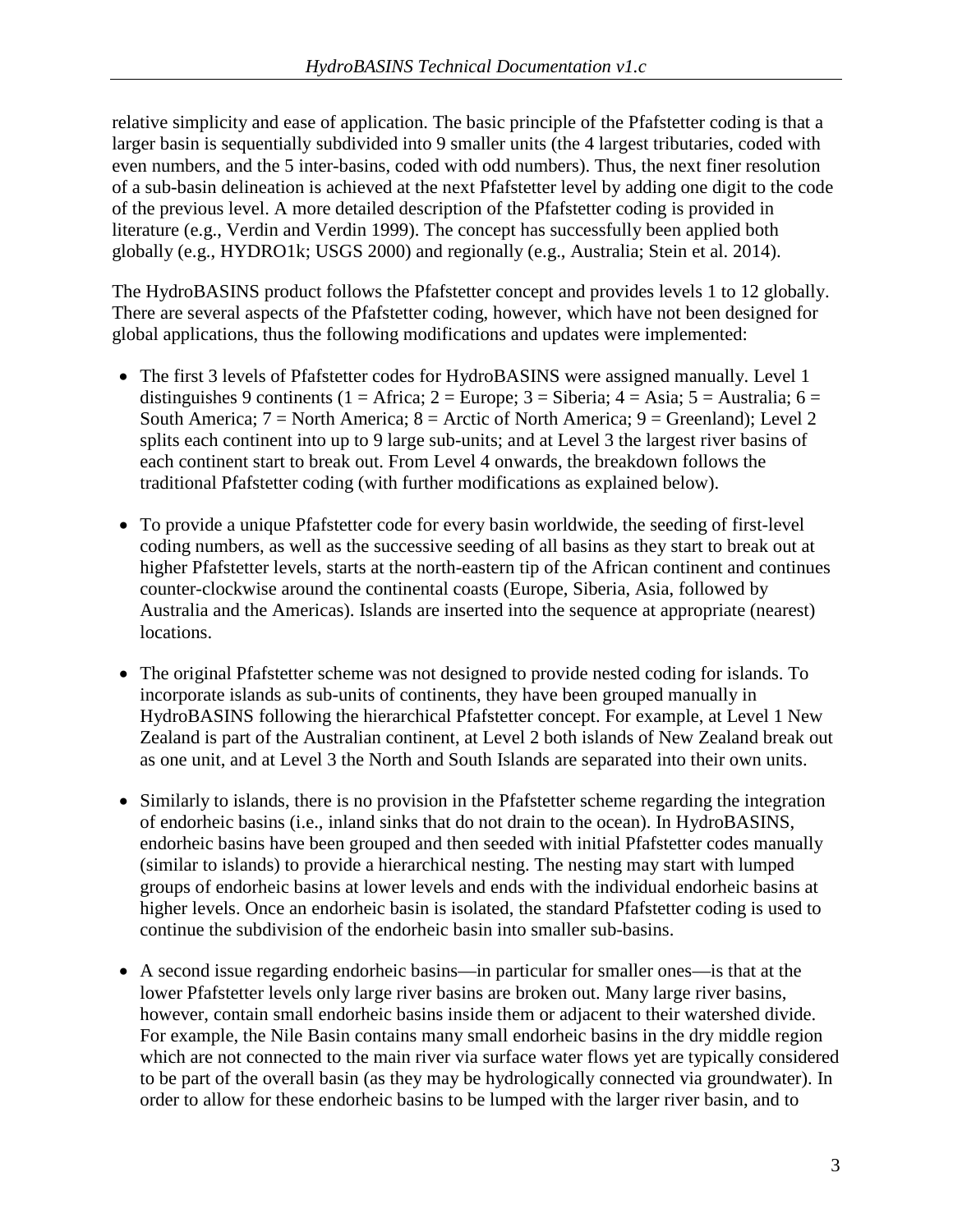relative simplicity and ease of application. The basic principle of the Pfafstetter coding is that a larger basin is sequentially subdivided into 9 smaller units (the 4 largest tributaries, coded with even numbers, and the 5 inter-basins, coded with odd numbers). Thus, the next finer resolution of a sub-basin delineation is achieved at the next Pfafstetter level by adding one digit to the code of the previous level. A more detailed description of the Pfafstetter coding is provided in literature (e.g., Verdin and Verdin 1999). The concept has successfully been applied both globally (e.g., HYDRO1k; USGS 2000) and regionally (e.g., Australia; Stein et al. 2014).

The HydroBASINS product follows the Pfafstetter concept and provides levels 1 to 12 globally. There are several aspects of the Pfafstetter coding, however, which have not been designed for global applications, thus the following modifications and updates were implemented:

- The first 3 levels of Pfafstetter codes for HydroBASINS were assigned manually. Level 1 distinguishes 9 continents (1 = Africa; 2 = Europe; 3 = Siberia; 4 = Asia; 5 = Australia; 6 = South America; 7 = North America; 8 = Arctic of North America; 9 = Greenland); Level 2 splits each continent into up to 9 large sub-units; and at Level 3 the largest river basins of each continent start to break out. From Level 4 onwards, the breakdown follows the traditional Pfafstetter coding (with further modifications as explained below).
- To provide a unique Pfafstetter code for every basin worldwide, the seeding of first-level coding numbers, as well as the successive seeding of all basins as they start to break out at higher Pfafstetter levels, starts at the north-eastern tip of the African continent and continues counter-clockwise around the continental coasts (Europe, Siberia, Asia, followed by Australia and the Americas). Islands are inserted into the sequence at appropriate (nearest) locations.
- The original Pfafstetter scheme was not designed to provide nested coding for islands. To incorporate islands as sub-units of continents, they have been grouped manually in HydroBASINS following the hierarchical Pfafstetter concept. For example, at Level 1 New Zealand is part of the Australian continent, at Level 2 both islands of New Zealand break out as one unit, and at Level 3 the North and South Islands are separated into their own units.
- Similarly to islands, there is no provision in the Pfafstetter scheme regarding the integration of endorheic basins (i.e., inland sinks that do not drain to the ocean). In HydroBASINS, endorheic basins have been grouped and then seeded with initial Pfafstetter codes manually (similar to islands) to provide a hierarchical nesting. The nesting may start with lumped groups of endorheic basins at lower levels and ends with the individual endorheic basins at higher levels. Once an endorheic basin is isolated, the standard Pfafstetter coding is used to continue the subdivision of the endorheic basin into smaller sub-basins.
- A second issue regarding endorheic basins—in particular for smaller ones—is that at the lower Pfafstetter levels only large river basins are broken out. Many large river basins, however, contain small endorheic basins inside them or adjacent to their watershed divide. For example, the Nile Basin contains many small endorheic basins in the dry middle region which are not connected to the main river via surface water flows yet are typically considered to be part of the overall basin (as they may be hydrologically connected via groundwater). In order to allow for these endorheic basins to be lumped with the larger river basin, and to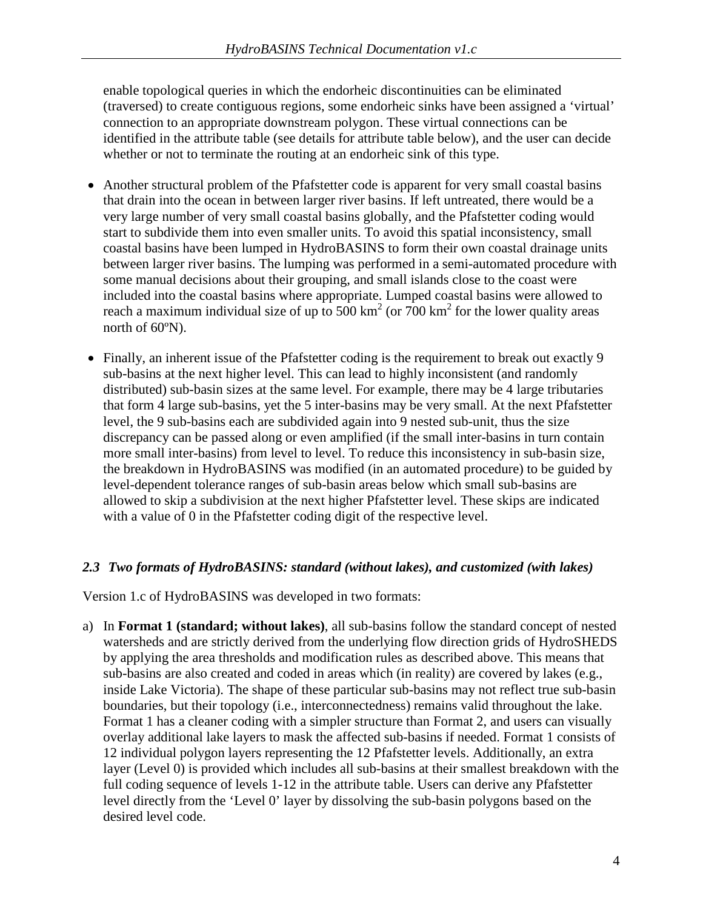enable topological queries in which the endorheic discontinuities can be eliminated (traversed) to create contiguous regions, some endorheic sinks have been assigned a 'virtual' connection to an appropriate downstream polygon. These virtual connections can be identified in the attribute table (see details for attribute table below), and the user can decide whether or not to terminate the routing at an endorheic sink of this type.

- Another structural problem of the Pfafstetter code is apparent for very small coastal basins that drain into the ocean in between larger river basins. If left untreated, there would be a very large number of very small coastal basins globally, and the Pfafstetter coding would start to subdivide them into even smaller units. To avoid this spatial inconsistency, small coastal basins have been lumped in HydroBASINS to form their own coastal drainage units between larger river basins. The lumping was performed in a semi-automated procedure with some manual decisions about their grouping, and small islands close to the coast were included into the coastal basins where appropriate. Lumped coastal basins were allowed to reach a maximum individual size of up to 500 km$^2$ (or 700 km$^2$ for the lower quality areas north of 60ºN).

- Finally, an inherent issue of the Pfafstetter coding is the requirement to break out exactly 9 sub-basins at the next higher level. This can lead to highly inconsistent (and randomly distributed) sub-basin sizes at the same level. For example, there may be 4 large tributaries that form 4 large sub-basins, yet the 5 inter-basins may be very small. At the next Pfafstetter level, the 9 sub-basins each are subdivided again into 9 nested sub-unit, thus the size discrepancy can be passed along or even amplified (if the small inter-basins in turn contain more small inter-basins) from level to level. To reduce this inconsistency in sub-basin size, the breakdown in HydroBASINS was modified (in an automated procedure) to be guided by level-dependent tolerance ranges of sub-basin areas below which small sub-basins are allowed to skip a subdivision at the next higher Pfafstetter level. These skips are indicated with a value of 0 in the Pfafstetter coding digit of the respective level.

### *2.3 Two formats of HydroBASINS: standard (without lakes), and customized (with lakes)*

Version 1.c of HydroBASINS was developed in two formats:

a) In **Format 1 (standard; without lakes)**, all sub-basins follow the standard concept of nested watersheds and are strictly derived from the underlying flow direction grids of HydroSHEDS by applying the area thresholds and modification rules as described above. This means that sub-basins are also created and coded in areas which (in reality) are covered by lakes (e.g., inside Lake Victoria). The shape of these particular sub-basins may not reflect true sub-basin boundaries, but their topology (i.e., interconnectedness) remains valid throughout the lake. Format 1 has a cleaner coding with a simpler structure than Format 2, and users can visually overlay additional lake layers to mask the affected sub-basins if needed. Format 1 consists of 12 individual polygon layers representing the 12 Pfafstetter levels. Additionally, an extra layer (Level 0) is provided which includes all sub-basins at their smallest breakdown with the full coding sequence of levels 1-12 in the attribute table. Users can derive any Pfafstetter level directly from the 'Level 0' layer by dissolving the sub-basin polygons based on the desired level code.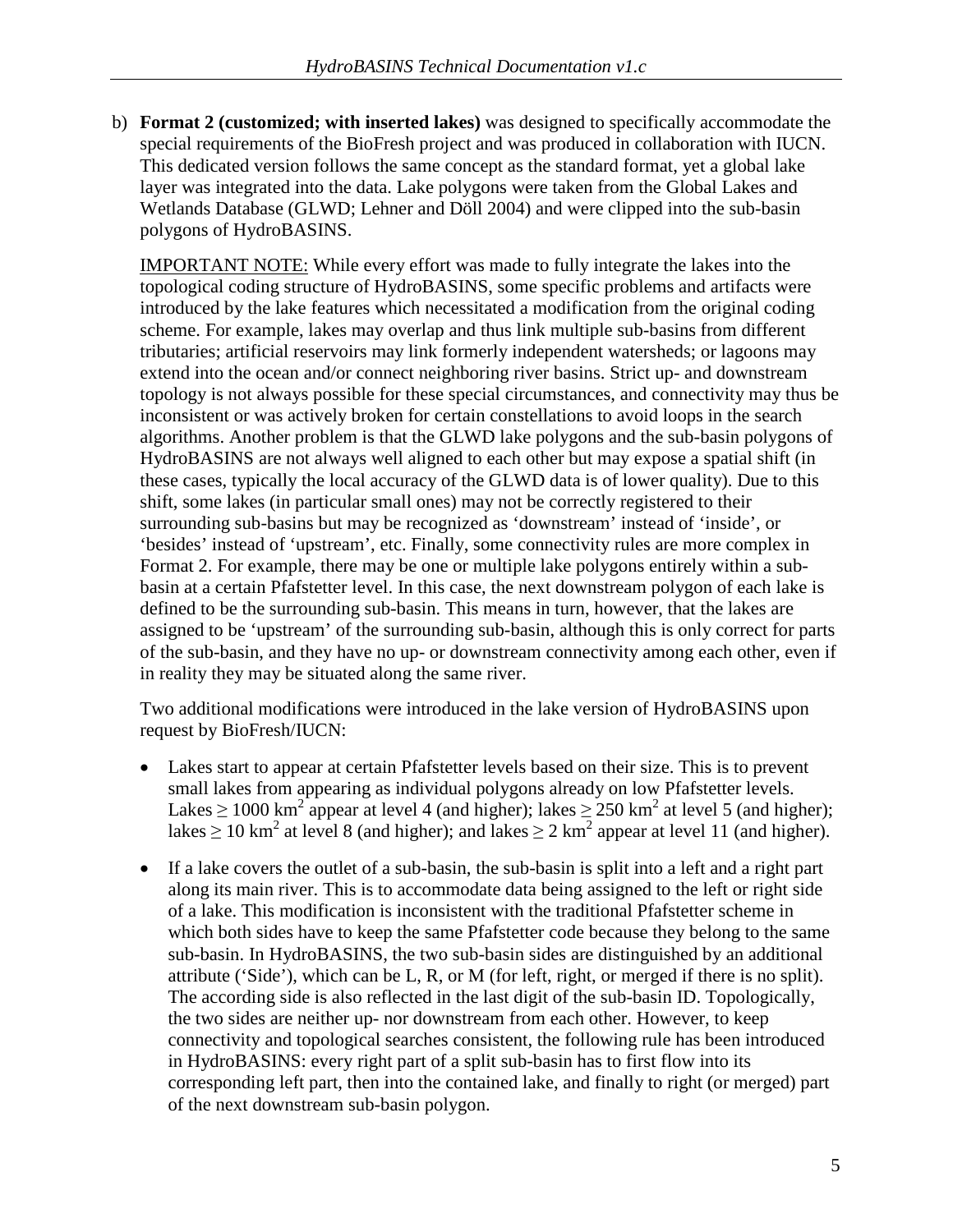b) **Format 2 (customized; with inserted lakes)** was designed to specifically accommodate the special requirements of the BioFresh project and was produced in collaboration with IUCN. This dedicated version follows the same concept as the standard format, yet a global lake layer was integrated into the data. Lake polygons were taken from the Global Lakes and Wetlands Database (GLWD; Lehner and Döll 2004) and were clipped into the sub-basin polygons of HydroBASINS.

<u>IMPORTANT NOTE:</u> While every effort was made to fully integrate the lakes into the topological coding structure of HydroBASINS, some specific problems and artifacts were introduced by the lake features which necessitated a modification from the original coding scheme. For example, lakes may overlap and thus link multiple sub-basins from different tributaries; artificial reservoirs may link formerly independent watersheds; or lagoons may extend into the ocean and/or connect neighboring river basins. Strict up- and downstream topology is not always possible for these special circumstances, and connectivity may thus be inconsistent or was actively broken for certain constellations to avoid loops in the search algorithms. Another problem is that the GLWD lake polygons and the sub-basin polygons of HydroBASINS are not always well aligned to each other but may expose a spatial shift (in these cases, typically the local accuracy of the GLWD data is of lower quality). Due to this shift, some lakes (in particular small ones) may not be correctly registered to their surrounding sub-basins but may be recognized as 'downstream' instead of 'inside', or 'besides' instead of 'upstream', etc. Finally, some connectivity rules are more complex in Format 2. For example, there may be one or multiple lake polygons entirely within a sub-basin at a certain Pfafstetter level. In this case, the next downstream polygon of each lake is defined to be the surrounding sub-basin. This means in turn, however, that the lakes are assigned to be 'upstream' of the surrounding sub-basin, although this is only correct for parts of the sub-basin, and they have no up- or downstream connectivity among each other, even if in reality they may be situated along the same river.

Two additional modifications were introduced in the lake version of HydroBASINS upon request by BioFresh/IUCN:

- Lakes start to appear at certain Pfafstetter levels based on their size. This is to prevent small lakes from appearing as individual polygons already on low Pfafstetter levels. Lakes $\geq$ 1000 $km^2$ appear at level 4 (and higher); lakes $\geq$ 250 $km^2$ at level 5 (and higher); lakes $\geq$ 10 $km^2$ at level 8 (and higher); and lakes $\geq$ 2 $km^2$ appear at level 11 (and higher).
- If a lake covers the outlet of a sub-basin, the sub-basin is split into a left and a right part along its main river. This is to accommodate data being assigned to the left or right side of a lake. This modification is inconsistent with the traditional Pfafstetter scheme in which both sides have to keep the same Pfafstetter code because they belong to the same sub-basin. In HydroBASINS, the two sub-basin sides are distinguished by an additional attribute ('Side'), which can be L, R, or M (for left, right, or merged if there is no split). The according side is also reflected in the last digit of the sub-basin ID. Topologically, the two sides are neither up- nor downstream from each other. However, to keep connectivity and topological searches consistent, the following rule has been introduced in HydroBASINS: every right part of a split sub-basin has to first flow into its corresponding left part, then into the contained lake, and finally to right (or merged) part of the next downstream sub-basin polygon.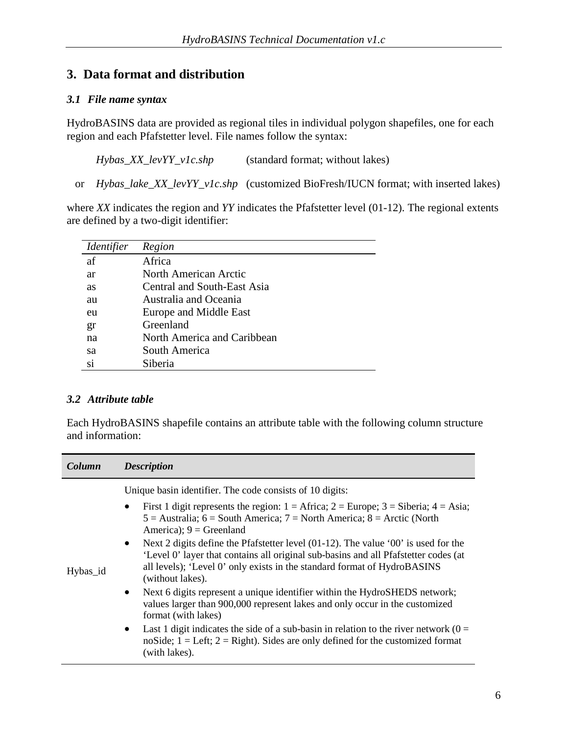## 3. Data format and distribution

### 3.1 File name syntax

HydroBASINS data are provided as regional tiles in individual polygon shapefiles, one for each region and each Pfafstetter level. File names follow the syntax:

*Hybas_XX_levYY_v1c.shp* (standard format; without lakes)

or *Hybas_lake_XX_levYY_v1c.shp* (customized BioFresh/IUCN format; with inserted lakes)

where *XX* indicates the region and *YY* indicates the Pfafstetter level (01-12). The regional extents are defined by a two-digit identifier:

| *Identifier* | *Region* |
|---|---|
| af | Africa |
| ar | North American Arctic |
| as | Central and South-East Asia |
| au | Australia and Oceania |
| eu | Europe and Middle East |
| gr | Greenland |
| na | North America and Caribbean |
| sa | South America |
| si | Siberia |

### 3.2 Attribute table

Each HydroBASINS shapefile contains an attribute table with the following column structure and information:

| ***Column*** | ***Description*** |
|---|---|
| Hybas_id | Unique basin identifier. The code consists of 10 digits:<br>• First 1 digit represents the region: 1 = Africa; 2 = Europe; 3 = Siberia; 4 = Asia; 5 = Australia; 6 = South America; 7 = North America; 8 = Arctic (North America); 9 = Greenland<br>• Next 2 digits define the Pfafstetter level (01-12). The value '00' is used for the 'Level 0' layer that contains all original sub-basins and all Pfafstetter codes (at all levels); 'Level 0' only exists in the standard format of HydroBASINS (without lakes).<br>• Next 6 digits represent a unique identifier within the HydroSHEDS network; values larger than 900,000 represent lakes and only occur in the customized format (with lakes)<br>• Last 1 digit indicates the side of a sub-basin in relation to the river network (0 = noSide; 1 = Left; 2 = Right). Sides are only defined for the customized format (with lakes). |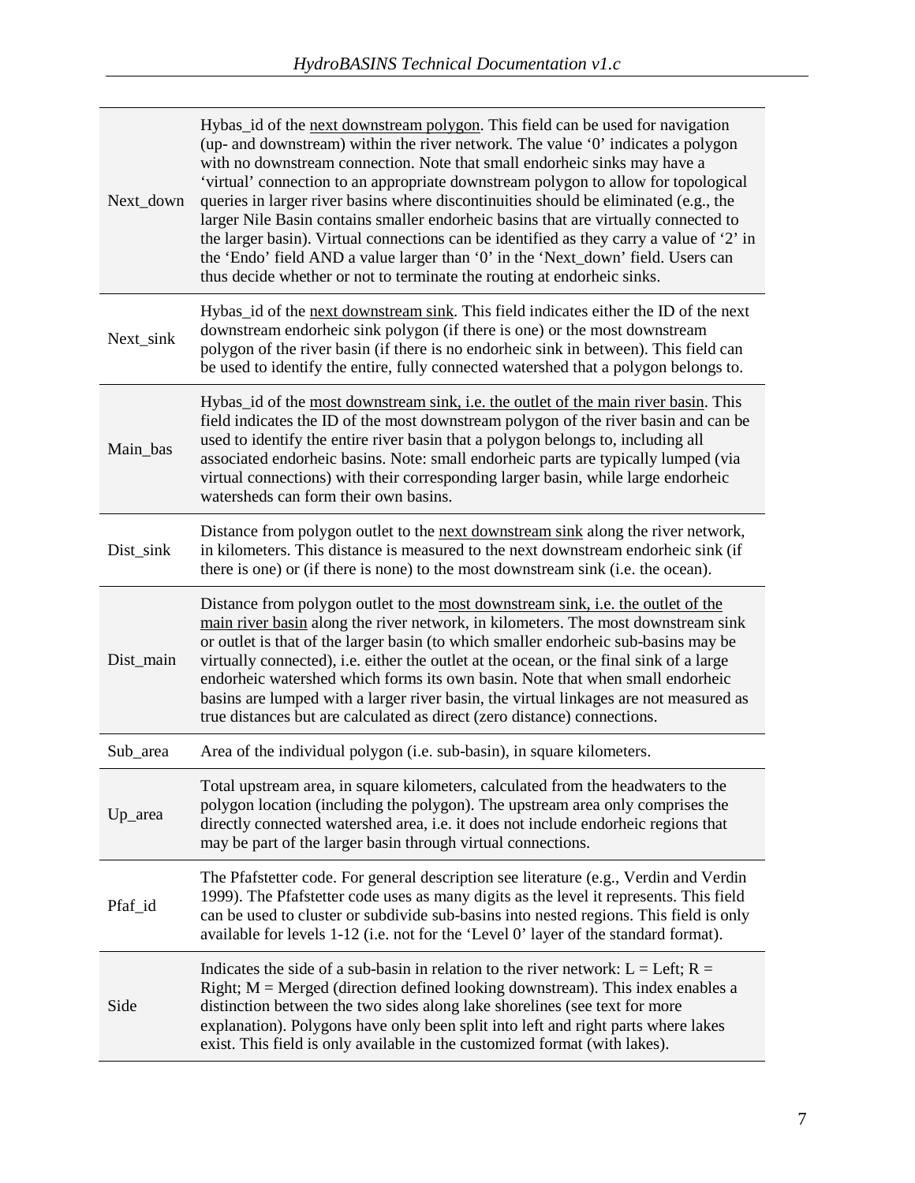| | |
|---|---|
| Next_down | Hybas_id of the next downstream polygon. This field can be used for navigation (up- and downstream) within the river network. The value '0' indicates a polygon with no downstream connection. Note that small endorheic sinks may have a 'virtual' connection to an appropriate downstream polygon to allow for topological queries in larger river basins where discontinuities should be eliminated (e.g., the larger Nile Basin contains smaller endorheic basins that are virtually connected to the larger basin). Virtual connections can be identified as they carry a value of '2' in the 'Endo' field AND a value larger than '0' in the 'Next_down' field. Users can thus decide whether or not to terminate the routing at endorheic sinks. |
| Next_sink | Hybas_id of the next downstream sink. This field indicates either the ID of the next downstream endorheic sink polygon (if there is one) or the most downstream polygon of the river basin (if there is no endorheic sink in between). This field can be used to identify the entire, fully connected watershed that a polygon belongs to. |
| Main_bas | Hybas_id of the most downstream sink, i.e. the outlet of the main river basin. This field indicates the ID of the most downstream polygon of the river basin and can be used to identify the entire river basin that a polygon belongs to, including all associated endorheic basins. Note: small endorheic parts are typically lumped (via virtual connections) with their corresponding larger basin, while large endorheic watersheds can form their own basins. |
| Dist_sink | Distance from polygon outlet to the next downstream sink along the river network, in kilometers. This distance is measured to the next downstream endorheic sink (if there is one) or (if there is none) to the most downstream sink (i.e. the ocean). |
| Dist_main | Distance from polygon outlet to the most downstream sink, i.e. the outlet of the main river basin along the river network, in kilometers. The most downstream sink or outlet is that of the larger basin (to which smaller endorheic sub-basins may be virtually connected), i.e. either the outlet at the ocean, or the final sink of a large endorheic watershed which forms its own basin. Note that when small endorheic basins are lumped with a larger river basin, the virtual linkages are not measured as true distances but are calculated as direct (zero distance) connections. |
| Sub_area | Area of the individual polygon (i.e. sub-basin), in square kilometers. |
| Up_area | Total upstream area, in square kilometers, calculated from the headwaters to the polygon location (including the polygon). The upstream area only comprises the directly connected watershed area, i.e. it does not include endorheic regions that may be part of the larger basin through virtual connections. |
| Pfaf_id | The Pfafstetter code. For general description see literature (e.g., Verdin and Verdin 1999). The Pfafstetter code uses as many digits as the level it represents. This field can be used to cluster or subdivide sub-basins into nested regions. This field is only available for levels 1-12 (i.e. not for the 'Level 0' layer of the standard format). |
| Side | Indicates the side of a sub-basin in relation to the river network: L = Left; R = Right; M = Merged (direction defined looking downstream). This index enables a distinction between the two sides along lake shorelines (see text for more explanation). Polygons have only been split into left and right parts where lakes exist. This field is only available in the customized format (with lakes). |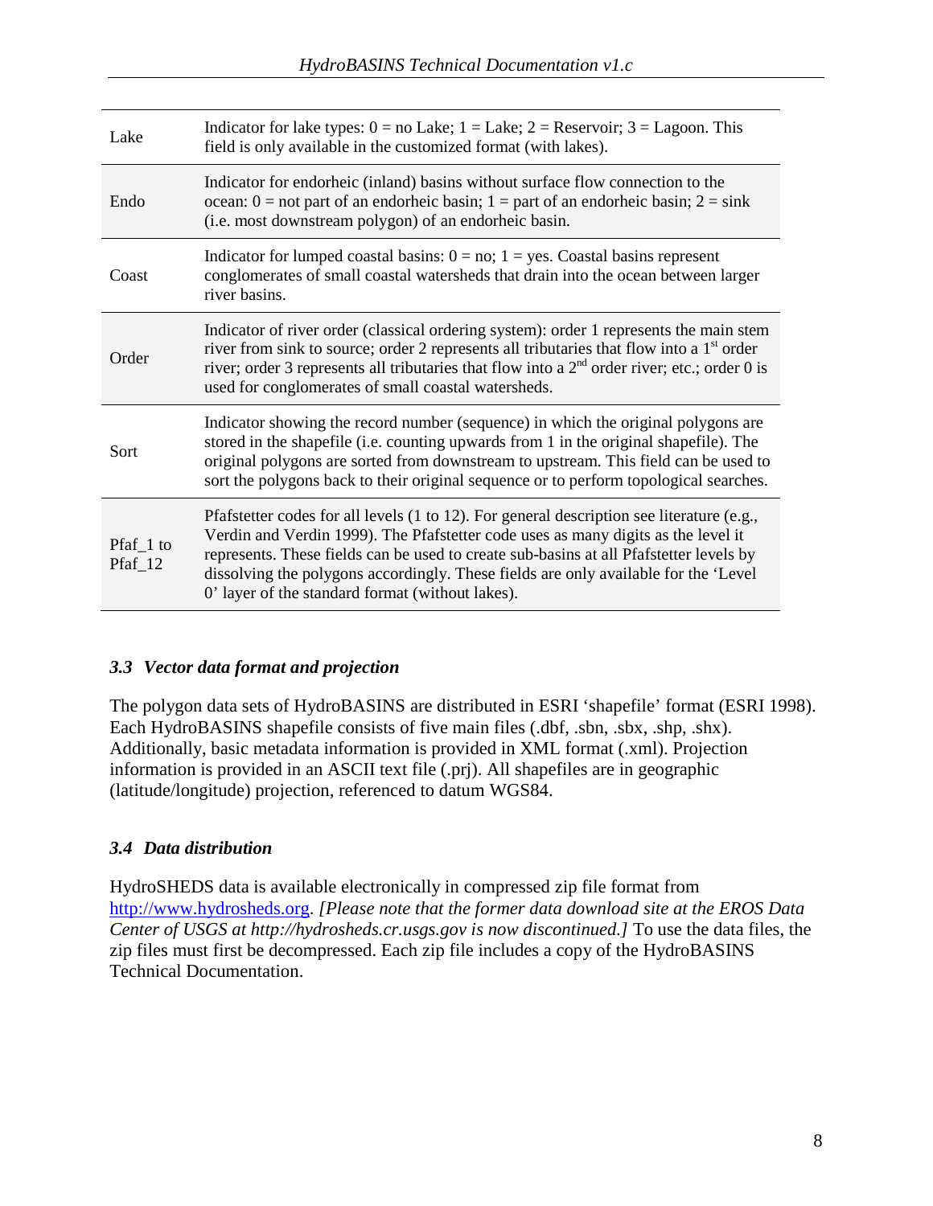| | |
|---|---|
| Lake | Indicator for lake types: 0 = no Lake; 1 = Lake; 2 = Reservoir; 3 = Lagoon. This field is only available in the customized format (with lakes). |
| Endo | Indicator for endorheic (inland) basins without surface flow connection to the ocean: 0 = not part of an endorheic basin; 1 = part of an endorheic basin; 2 = sink (i.e. most downstream polygon) of an endorheic basin. |
| Coast | Indicator for lumped coastal basins: 0 = no; 1 = yes. Coastal basins represent conglomerates of small coastal watersheds that drain into the ocean between larger river basins. |
| Order | Indicator of river order (classical ordering system): order 1 represents the main stem river from sink to source; order 2 represents all tributaries that flow into a 1st order river; order 3 represents all tributaries that flow into a 2nd order river; etc.; order 0 is used for conglomerates of small coastal watersheds. |
| Sort | Indicator showing the record number (sequence) in which the original polygons are stored in the shapefile (i.e. counting upwards from 1 in the original shapefile). The original polygons are sorted from downstream to upstream. This field can be used to sort the polygons back to their original sequence or to perform topological searches. |
| Pfaf_1 to Pfaf_12 | Pfafstetter codes for all levels (1 to 12). For general description see literature (e.g., Verdin and Verdin 1999). The Pfafstetter code uses as many digits as the level it represents. These fields can be used to create sub-basins at all Pfafstetter levels by dissolving the polygons accordingly. These fields are only available for the 'Level 0' layer of the standard format (without lakes). |

### *3.3 Vector data format and projection*

The polygon data sets of HydroBASINS are distributed in ESRI 'shapefile' format (ESRI 1998). Each HydroBASINS shapefile consists of five main files (.dbf, .sbn, .sbx, .shp, .shx). Additionally, basic metadata information is provided in XML format (.xml). Projection information is provided in an ASCII text file (.prj). All shapefiles are in geographic (latitude/longitude) projection, referenced to datum WGS84.

### *3.4 Data distribution*

HydroSHEDS data is available electronically in compressed zip file format from http://www.hydrosheds.org. *[Please note that the former data download site at the EROS Data Center of USGS at http://hydrosheds.cr.usgs.gov is now discontinued.]* To use the data files, the zip files must first be decompressed. Each zip file includes a copy of the HydroBASINS Technical Documentation.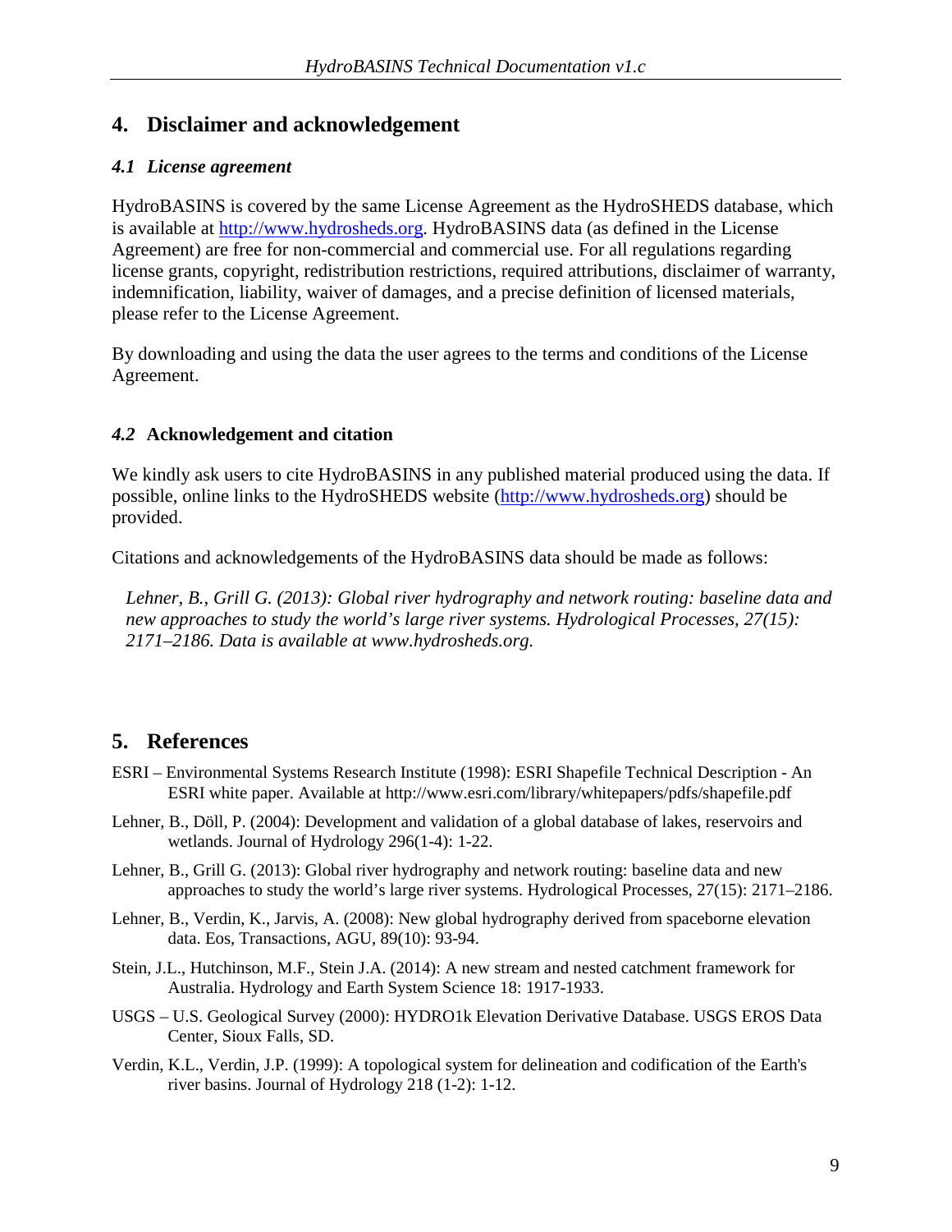# 4. Disclaimer and acknowledgement

### *4.1 License agreement*

HydroBASINS is covered by the same License Agreement as the HydroSHEDS database, which is available at http://www.hydrosheds.org. HydroBASINS data (as defined in the License Agreement) are free for non-commercial and commercial use. For all regulations regarding license grants, copyright, redistribution restrictions, required attributions, disclaimer of warranty, indemnification, liability, waiver of damages, and a precise definition of licensed materials, please refer to the License Agreement.

By downloading and using the data the user agrees to the terms and conditions of the License Agreement.

### *4.2* Acknowledgement and citation

We kindly ask users to cite HydroBASINS in any published material produced using the data. If possible, online links to the HydroSHEDS website (http://www.hydrosheds.org) should be provided.

Citations and acknowledgements of the HydroBASINS data should be made as follows:

> *Lehner, B., Grill G. (2013): Global river hydrography and network routing: baseline data and new approaches to study the world's large river systems. Hydrological Processes, 27(15): 2171–2186. Data is available at www.hydrosheds.org.*

# 5. References

ESRI – Environmental Systems Research Institute (1998): ESRI Shapefile Technical Description - An ESRI white paper. Available at http://www.esri.com/library/whitepapers/pdfs/shapefile.pdf

Lehner, B., Döll, P. (2004): Development and validation of a global database of lakes, reservoirs and wetlands. Journal of Hydrology 296(1-4): 1-22.

Lehner, B., Grill G. (2013): Global river hydrography and network routing: baseline data and new approaches to study the world's large river systems. Hydrological Processes, 27(15): 2171–2186.

Lehner, B., Verdin, K., Jarvis, A. (2008): New global hydrography derived from spaceborne elevation data. Eos, Transactions, AGU, 89(10): 93-94.

Stein, J.L., Hutchinson, M.F., Stein J.A. (2014): A new stream and nested catchment framework for Australia. Hydrology and Earth System Science 18: 1917-1933.

USGS – U.S. Geological Survey (2000): HYDRO1k Elevation Derivative Database. USGS EROS Data Center, Sioux Falls, SD.

Verdin, K.L., Verdin, J.P. (1999): A topological system for delineation and codification of the Earth's river basins. Journal of Hydrology 218 (1-2): 1-12.